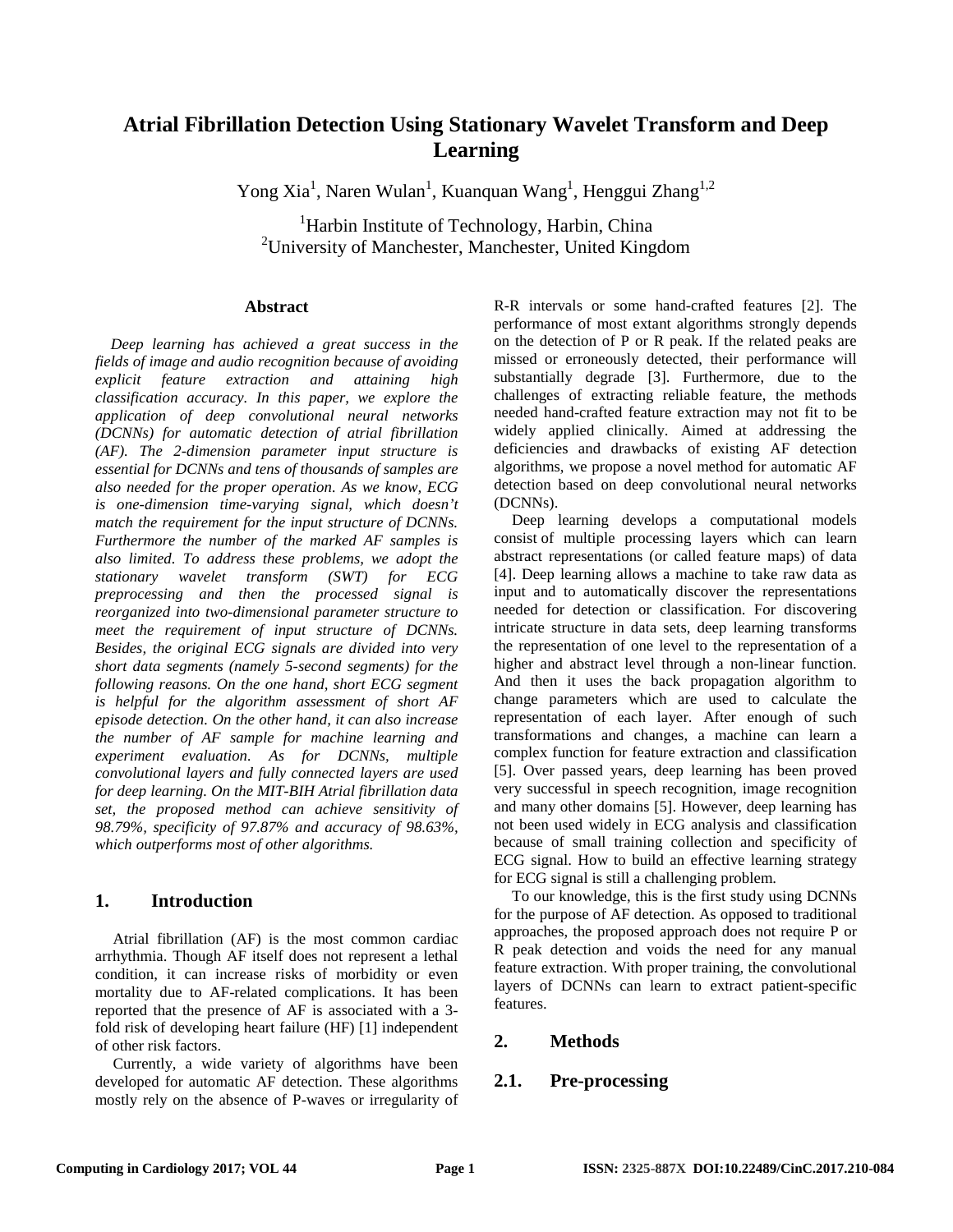# Atrial Fibrillation Detection Using Stationary Wavelet Transform and Deep Learning

Yong Xia[1], Naren Wulan[1], Kuanquan Wang[1], Henggui Zhang[1,2]

[1]Harbin Institute of Technology, Harbin, China
[2]University of Manchester, Manchester, United Kingdom

## Abstract

*Deep learning has achieved a great success in the fields of image and audio recognition because of avoiding explicit feature extraction and attaining high classification accuracy. In this paper, we explore the application of deep convolutional neural networks (DCNNs) for automatic detection of atrial fibrillation (AF). The 2-dimension parameter input structure is essential for DCNNs and tens of thousands of samples are also needed for the proper operation. As we know, ECG is one-dimension time-varying signal, which doesn't match the requirement for the input structure of DCNNs. Furthermore the number of the marked AF samples is also limited. To address these problems, we adopt the stationary wavelet transform (SWT) for ECG preprocessing and then the processed signal is reorganized into two-dimensional parameter structure to meet the requirement of input structure of DCNNs. Besides, the original ECG signals are divided into very short data segments (namely 5-second segments) for the following reasons. On the one hand, short ECG segment is helpful for the algorithm assessment of short AF episode detection. On the other hand, it can also increase the number of AF sample for machine learning and experiment evaluation. As for DCNNs, multiple convolutional layers and fully connected layers are used for deep learning. On the MIT-BIH Atrial fibrillation data set, the proposed method can achieve sensitivity of 98.79%, specificity of 97.87% and accuracy of 98.63%, which outperforms most of other algorithms.*

## 1. Introduction

Atrial fibrillation (AF) is the most common cardiac arrhythmia. Though AF itself does not represent a lethal condition, it can increase risks of morbidity or even mortality due to AF-related complications. It has been reported that the presence of AF is associated with a 3-fold risk of developing heart failure (HF) [1] independent of other risk factors.

Currently, a wide variety of algorithms have been developed for automatic AF detection. These algorithms mostly rely on the absence of P-waves or irregularity of R-R intervals or some hand-crafted features [2]. The performance of most extant algorithms strongly depends on the detection of P or R peak. If the related peaks are missed or erroneously detected, their performance will substantially degrade [3]. Furthermore, due to the challenges of extracting reliable feature, the methods needed hand-crafted feature extraction may not fit to be widely applied clinically. Aimed at addressing the deficiencies and drawbacks of existing AF detection algorithms, we propose a novel method for automatic AF detection based on deep convolutional neural networks (DCNNs).

Deep learning develops a computational models consist of multiple processing layers which can learn abstract representations (or called feature maps) of data [4]. Deep learning allows a machine to take raw data as input and to automatically discover the representations needed for detection or classification. For discovering intricate structure in data sets, deep learning transforms the representation of one level to the representation of a higher and abstract level through a non-linear function. And then it uses the back propagation algorithm to change parameters which are used to calculate the representation of each layer. After enough of such transformations and changes, a machine can learn a complex function for feature extraction and classification [5]. Over passed years, deep learning has been proved very successful in speech recognition, image recognition and many other domains [5]. However, deep learning has not been used widely in ECG analysis and classification because of small training collection and specificity of ECG signal. How to build an effective learning strategy for ECG signal is still a challenging problem.

To our knowledge, this is the first study using DCNNs for the purpose of AF detection. As opposed to traditional approaches, the proposed approach does not require P or R peak detection and voids the need for any manual feature extraction. With proper training, the convolutional layers of DCNNs can learn to extract patient-specific features.

## 2. Methods

### 2.1. Pre-processing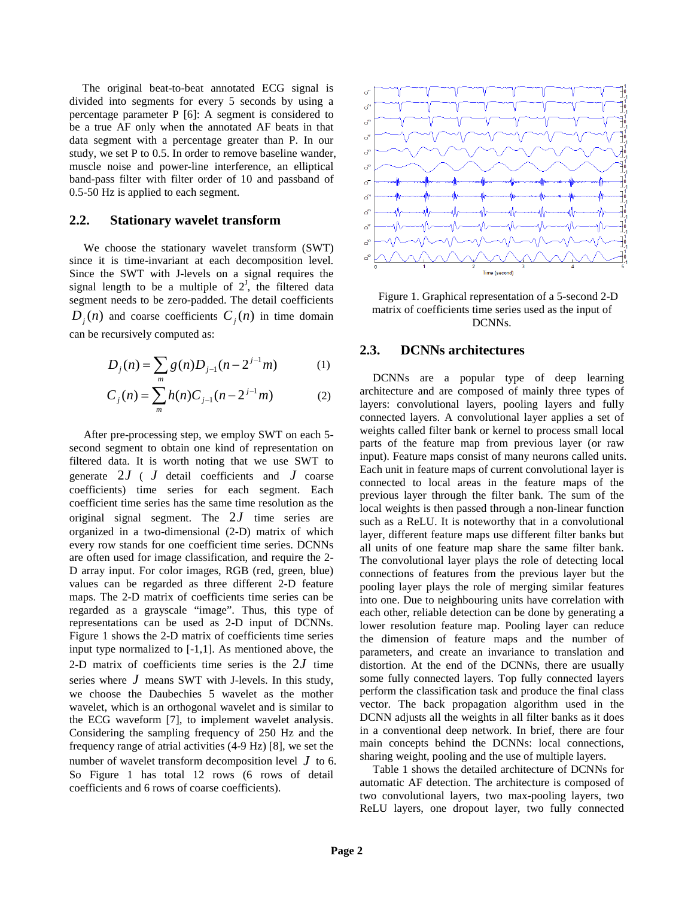The original beat-to-beat annotated ECG signal is divided into segments for every 5 seconds by using a percentage parameter P [6]: A segment is considered to be a true AF only when the annotated AF beats in that data segment with a percentage greater than P. In our study, we set P to 0.5. In order to remove baseline wander, muscle noise and power-line interference, an elliptical band-pass filter with filter order of 10 and passband of 0.5-50 Hz is applied to each segment.

## 2.2. Stationary wavelet transform

We choose the stationary wavelet transform (SWT) since it is time-invariant at each decomposition level. Since the SWT with J-levels on a signal requires the signal length to be a multiple of $2^J$, the filtered data segment needs to be zero-padded. The detail coefficients $D_j(n)$ and coarse coefficients $C_j(n)$ in time domain can be recursively computed as:

$$D_j(n) = \sum_m g(n) D_{j-1}(n - 2^{j-1}m) \qquad (1)$$

$$C_j(n) = \sum_m h(n) C_{j-1}(n - 2^{j-1}m) \qquad (2)$$

After pre-processing step, we employ SWT on each 5-second segment to obtain one kind of representation on filtered data. It is worth noting that we use SWT to generate $2J$ ( $J$ detail coefficients and $J$ coarse coefficients) time series for each segment. Each coefficient time series has the same time resolution as the original signal segment. The $2J$ time series are organized in a two-dimensional (2-D) matrix of which every row stands for one coefficient time series. DCNNs are often used for image classification, and require the 2-D array input. For color images, RGB (red, green, blue) values can be regarded as three different 2-D feature maps. The 2-D matrix of coefficients time series can be regarded as a grayscale "image". Thus, this type of representations can be used as 2-D input of DCNNs. Figure 1 shows the 2-D matrix of coefficients time series input type normalized to [-1,1]. As mentioned above, the 2-D matrix of coefficients time series is the $2J$ time series where $J$ means SWT with J-levels. In this study, we choose the Daubechies 5 wavelet as the mother wavelet, which is an orthogonal wavelet and is similar to the ECG waveform [7], to implement wavelet analysis. Considering the sampling frequency of 250 Hz and the frequency range of atrial activities (4-9 Hz) [8], we set the number of wavelet transform decomposition level $J$ to 6. So Figure 1 has total 12 rows (6 rows of detail coefficients and 6 rows of coarse coefficients).

Figure 1. Graphical representation of a 5-second 2-D matrix of coefficients time series used as the input of DCNNs.

## 2.3. DCNNs architectures

DCNNs are a popular type of deep learning architecture and are composed of mainly three types of layers: convolutional layers, pooling layers and fully connected layers. A convolutional layer applies a set of weights called filter bank or kernel to process small local parts of the feature map from previous layer (or raw input). Feature maps consist of many neurons called units. Each unit in feature maps of current convolutional layer is connected to local areas in the feature maps of the previous layer through the filter bank. The sum of the local weights is then passed through a non-linear function such as a ReLU. It is noteworthy that in a convolutional layer, different feature maps use different filter banks but all units of one feature map share the same filter bank. The convolutional layer plays the role of detecting local connections of features from the previous layer but the pooling layer plays the role of merging similar features into one. Due to neighbouring units have correlation with each other, reliable detection can be done by generating a lower resolution feature map. Pooling layer can reduce the dimension of feature maps and the number of parameters, and create an invariance to translation and distortion. At the end of the DCNNs, there are usually some fully connected layers. Top fully connected layers perform the classification task and produce the final class vector. The back propagation algorithm used in the DCNN adjusts all the weights in all filter banks as it does in a conventional deep network. In brief, there are four main concepts behind the DCNNs: local connections, sharing weight, pooling and the use of multiple layers.

Table 1 shows the detailed architecture of DCNNs for automatic AF detection. The architecture is composed of two convolutional layers, two max-pooling layers, two ReLU layers, one dropout layer, two fully connected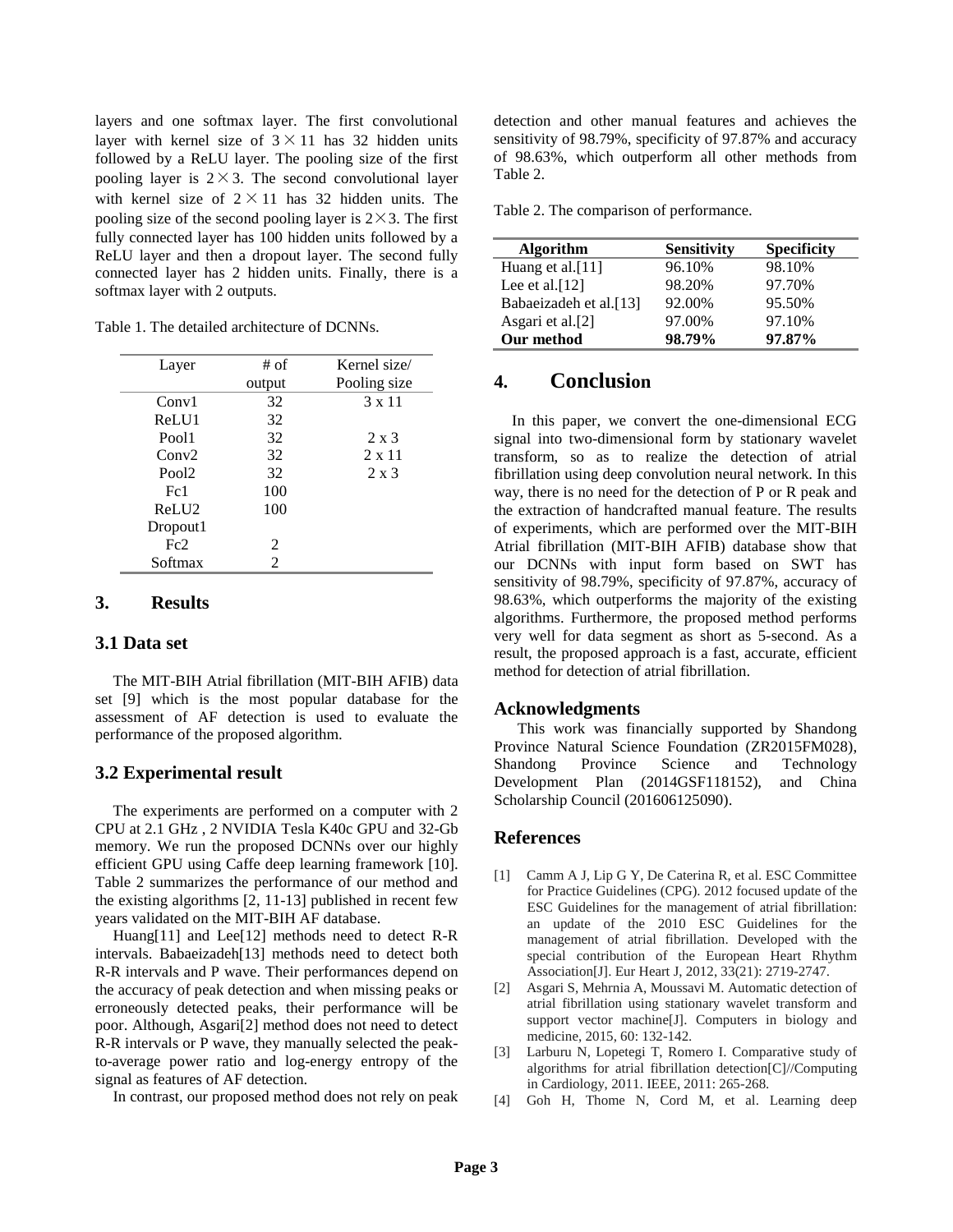layers and one softmax layer. The first convolutional layer with kernel size of $3 \times 11$ has 32 hidden units followed by a ReLU layer. The pooling size of the first pooling layer is $2 \times 3$. The second convolutional layer with kernel size of $2 \times 11$ has 32 hidden units. The pooling size of the second pooling layer is $2 \times 3$. The first fully connected layer has 100 hidden units followed by a ReLU layer and then a dropout layer. The second fully connected layer has 2 hidden units. Finally, there is a softmax layer with 2 outputs.

Table 1. The detailed architecture of DCNNs.

| Layer | # of output | Kernel size/ Pooling size |
|---|---|---|
| Conv1 | 32 | 3 x 11 |
| ReLU1 | 32 | |
| Pool1 | 32 | 2 x 3 |
| Conv2 | 32 | 2 x 11 |
| Pool2 | 32 | 2 x 3 |
| Fc1 | 100 | |
| ReLU2 | 100 | |
| Dropout1 | | |
| Fc2 | 2 | |
| Softmax | 2 | |

## 3. Results

### 3.1 Data set

The MIT-BIH Atrial fibrillation (MIT-BIH AFIB) data set [9] which is the most popular database for the assessment of AF detection is used to evaluate the performance of the proposed algorithm.

### 3.2 Experimental result

The experiments are performed on a computer with 2 CPU at 2.1 GHz , 2 NVIDIA Tesla K40c GPU and 32-Gb memory. We run the proposed DCNNs over our highly efficient GPU using Caffe deep learning framework [10]. Table 2 summarizes the performance of our method and the existing algorithms [2, 11-13] published in recent few years validated on the MIT-BIH AF database.

Huang[11] and Lee[12] methods need to detect R-R intervals. Babaeizadeh[13] methods need to detect both R-R intervals and P wave. Their performances depend on the accuracy of peak detection and when missing peaks or erroneously detected peaks, their performance will be poor. Although, Asgari[2] method does not need to detect R-R intervals or P wave, they manually selected the peak-to-average power ratio and log-energy entropy of the signal as features of AF detection.

In contrast, our proposed method does not rely on peak detection and other manual features and achieves the sensitivity of 98.79%, specificity of 97.87% and accuracy of 98.63%, which outperform all other methods from Table 2.

Table 2. The comparison of performance.

| Algorithm | Sensitivity | Specificity |
|---|---|---|
| Huang et al.[11] | 96.10% | 98.10% |
| Lee et al.[12] | 98.20% | 97.70% |
| Babaeizadeh et al.[13] | 92.00% | 95.50% |
| Asgari et al.[2] | 97.00% | 97.10% |
| **Our method** | **98.79%** | **97.87%** |

## 4. Conclusion

In this paper, we convert the one-dimensional ECG signal into two-dimensional form by stationary wavelet transform, so as to realize the detection of atrial fibrillation using deep convolution neural network. In this way, there is no need for the detection of P or R peak and the extraction of handcrafted manual feature. The results of experiments, which are performed over the MIT-BIH Atrial fibrillation (MIT-BIH AFIB) database show that our DCNNs with input form based on SWT has sensitivity of 98.79%, specificity of 97.87%, accuracy of 98.63%, which outperforms the majority of the existing algorithms. Furthermore, the proposed method performs very well for data segment as short as 5-second. As a result, the proposed approach is a fast, accurate, efficient method for detection of atrial fibrillation.

## Acknowledgments

This work was financially supported by Shandong Province Natural Science Foundation (ZR2015FM028), Shandong Province Science and Technology Development Plan (2014GSF118152), and China Scholarship Council (201606125090).

## References

[1] Camm A J, Lip G Y, De Caterina R, et al. ESC Committee for Practice Guidelines (CPG). 2012 focused update of the ESC Guidelines for the management of atrial fibrillation: an update of the 2010 ESC Guidelines for the management of atrial fibrillation. Developed with the special contribution of the European Heart Rhythm Association[J]. Eur Heart J, 2012, 33(21): 2719-2747.

[2] Asgari S, Mehrnia A, Moussavi M. Automatic detection of atrial fibrillation using stationary wavelet transform and support vector machine[J]. Computers in biology and medicine, 2015, 60: 132-142.

[3] Larburu N, Lopetegi T, Romero I. Comparative study of algorithms for atrial fibrillation detection[C]//Computing in Cardiology, 2011. IEEE, 2011: 265-268.

[4] Goh H, Thome N, Cord M, et al. Learning deep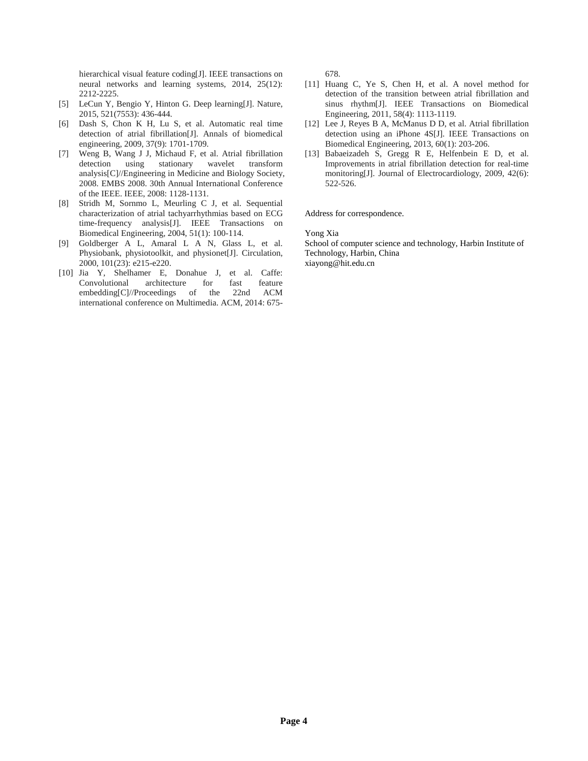hierarchical visual feature coding[J]. IEEE transactions on neural networks and learning systems, 2014, 25(12): 2212-2225.

[5] LeCun Y, Bengio Y, Hinton G. Deep learning[J]. Nature, 2015, 521(7553): 436-444.

[6] Dash S, Chon K H, Lu S, et al. Automatic real time detection of atrial fibrillation[J]. Annals of biomedical engineering, 2009, 37(9): 1701-1709.

[7] Weng B, Wang J J, Michaud F, et al. Atrial fibrillation detection using stationary wavelet transform analysis[C]//Engineering in Medicine and Biology Society, 2008. EMBS 2008. 30th Annual International Conference of the IEEE. IEEE, 2008: 1128-1131.

[8] Stridh M, Sornmo L, Meurling C J, et al. Sequential characterization of atrial tachyarrhythmias based on ECG time-frequency analysis[J]. IEEE Transactions on Biomedical Engineering, 2004, 51(1): 100-114.

[9] Goldberger A L, Amaral L A N, Glass L, et al. Physiobank, physiotoolkit, and physionet[J]. Circulation, 2000, 101(23): e215-e220.

[10] Jia Y, Shelhamer E, Donahue J, et al. Caffe: Convolutional architecture for fast feature embedding[C]//Proceedings of the 22nd ACM international conference on Multimedia. ACM, 2014: 675-678.

[11] Huang C, Ye S, Chen H, et al. A novel method for detection of the transition between atrial fibrillation and sinus rhythm[J]. IEEE Transactions on Biomedical Engineering, 2011, 58(4): 1113-1119.

[12] Lee J, Reyes B A, McManus D D, et al. Atrial fibrillation detection using an iPhone 4S[J]. IEEE Transactions on Biomedical Engineering, 2013, 60(1): 203-206.

[13] Babaeizadeh S, Gregg R E, Helfenbein E D, et al. Improvements in atrial fibrillation detection for real-time monitoring[J]. Journal of Electrocardiology, 2009, 42(6): 522-526.

Address for correspondence.

Yong Xia
School of computer science and technology, Harbin Institute of Technology, Harbin, China
xiayong@hit.edu.cn